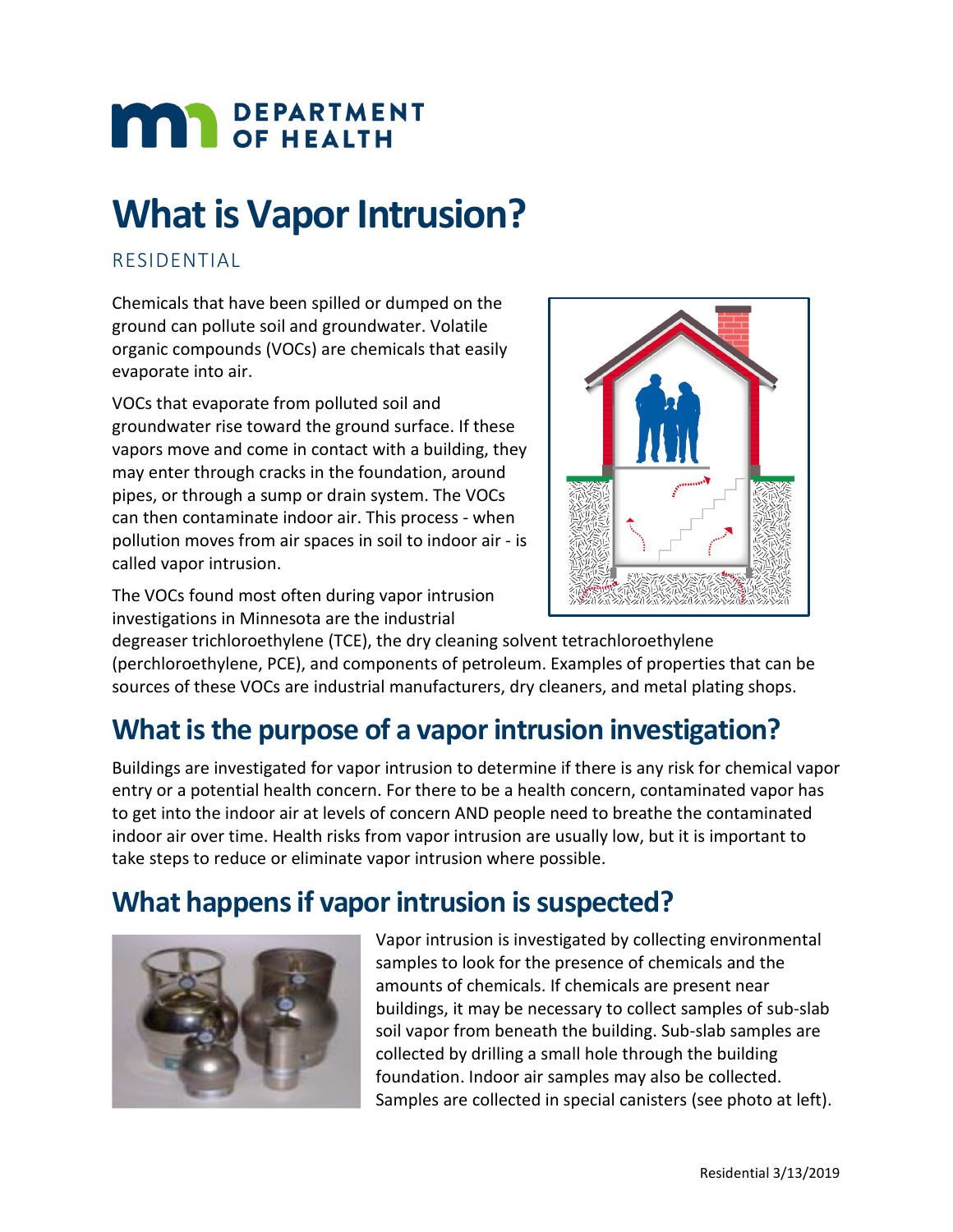# What is Vapor Intrusion?

RESIDENTIAL

Chemicals that have been spilled or dumped on the ground can pollute soil and groundwater. Volatile organic compounds (VOCs) are chemicals that easily evaporate into air.

VOCs that evaporate from polluted soil and groundwater rise toward the ground surface. If these vapors move and come in contact with a building, they may enter through cracks in the foundation, around pipes, or through a sump or drain system. The VOCs can then contaminate indoor air. This process - when pollution moves from air spaces in soil to indoor air - is called vapor intrusion.

The VOCs found most often during vapor intrusion investigations in Minnesota are the industrial degreaser trichloroethylene (TCE), the dry cleaning solvent tetrachloroethylene (perchloroethylene, PCE), and components of petroleum. Examples of properties that can be sources of these VOCs are industrial manufacturers, dry cleaners, and metal plating shops.

## What is the purpose of a vapor intrusion investigation?

Buildings are investigated for vapor intrusion to determine if there is any risk for chemical vapor entry or a potential health concern. For there to be a health concern, contaminated vapor has to get into the indoor air at levels of concern AND people need to breathe the contaminated indoor air over time. Health risks from vapor intrusion are usually low, but it is important to take steps to reduce or eliminate vapor intrusion where possible.

## What happens if vapor intrusion is suspected?

Vapor intrusion is investigated by collecting environmental samples to look for the presence of chemicals and the amounts of chemicals. If chemicals are present near buildings, it may be necessary to collect samples of sub-slab soil vapor from beneath the building. Sub-slab samples are collected by drilling a small hole through the building foundation. Indoor air samples may also be collected. Samples are collected in special canisters (see photo at left).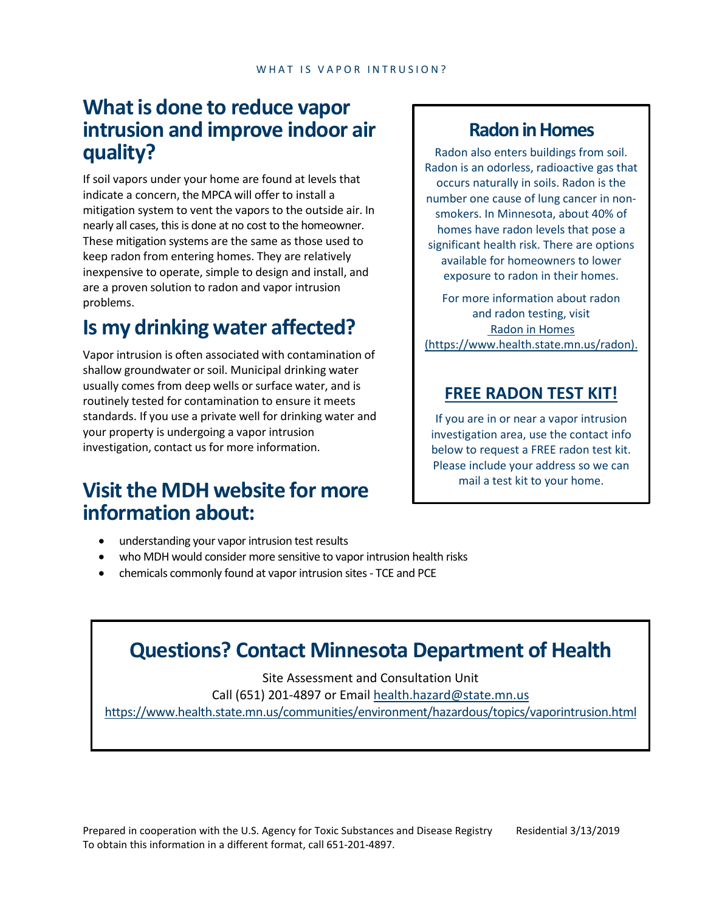## What is done to reduce vapor intrusion and improve indoor air quality?

If soil vapors under your home are found at levels that indicate a concern, the MPCA will offer to install a mitigation system to vent the vapors to the outside air. In nearly all cases, this is done at no cost to the homeowner. These mitigation systems are the same as those used to keep radon from entering homes. They are relatively inexpensive to operate, simple to design and install, and are a proven solution to radon and vapor intrusion problems.

## Is my drinking water affected?

Vapor intrusion is often associated with contamination of shallow groundwater or soil. Municipal drinking water usually comes from deep wells or surface water, and is routinely tested for contamination to ensure it meets standards. If you use a private well for drinking water and your property is undergoing a vapor intrusion investigation, contact us for more information.

## Visit the MDH website for more information about:

- understanding your vapor intrusion test results
- who MDH would consider more sensitive to vapor intrusion health risks
- chemicals commonly found at vapor intrusion sites - TCE and PCE

### Radon in Homes

Radon also enters buildings from soil. Radon is an odorless, radioactive gas that occurs naturally in soils. Radon is the number one cause of lung cancer in non-smokers. In Minnesota, about 40% of homes have radon levels that pose a significant health risk. There are options available for homeowners to lower exposure to radon in their homes.

For more information about radon and radon testing, visit [Radon in Homes (https://www.health.state.mn.us/radon).](https://www.health.state.mn.us/radon)

### FREE RADON TEST KIT!

If you are in or near a vapor intrusion investigation area, use the contact info below to request a FREE radon test kit. Please include your address so we can mail a test kit to your home.

## Questions? Contact Minnesota Department of Health

Site Assessment and Consultation Unit

Call (651) 201-4897 or Email health.hazard@state.mn.us

https://www.health.state.mn.us/communities/environment/hazardous/topics/vaporintrusion.html

Prepared in cooperation with the U.S. Agency for Toxic Substances and Disease Registry Residential 3/13/2019

To obtain this information in a different format, call 651-201-4897.